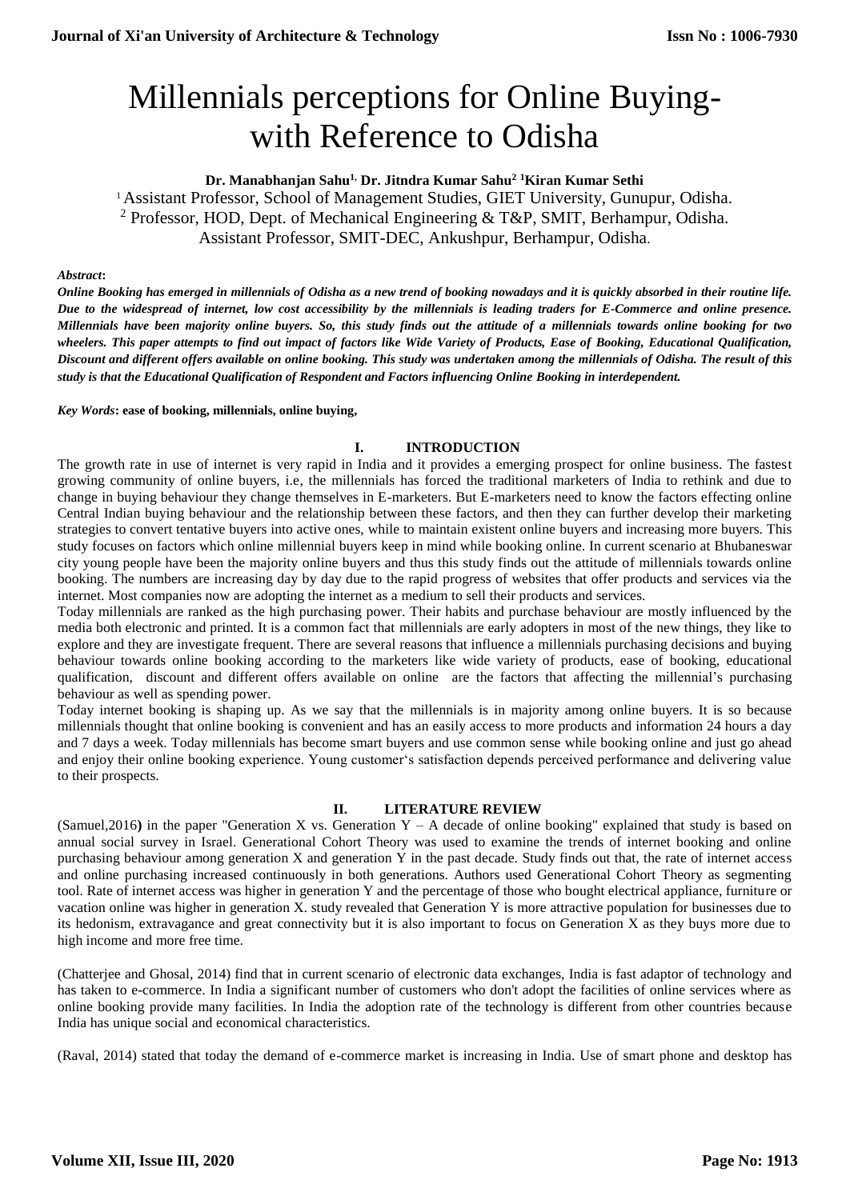# Millennials perceptions for Online Buying-with Reference to Odisha

**Dr. Manabhanjan Sahu[1], Dr. Jitndra Kumar Sahu[2] [1]Kiran Kumar Sethi**

[1] Assistant Professor, School of Management Studies, GIET University, Gunupur, Odisha.
[2] Professor, HOD, Dept. of Mechanical Engineering & T&P, SMIT, Berhampur, Odisha.
Assistant Professor, SMIT-DEC, Ankushpur, Berhampur, Odisha.

***Abstract*:**
***Online Booking has emerged in millennials of Odisha as a new trend of booking nowadays and it is quickly absorbed in their routine life. Due to the widespread of internet, low cost accessibility by the millennials is leading traders for E-Commerce and online presence. Millennials have been majority online buyers. So, this study finds out the attitude of a millennials towards online booking for two wheelers. This paper attempts to find out impact of factors like Wide Variety of Products, Ease of Booking, Educational Qualification, Discount and different offers available on online booking. This study was undertaken among the millennials of Odisha. The result of this study is that the Educational Qualification of Respondent and Factors influencing Online Booking in interdependent.***

***Key Words*: ease of booking, millennials, online buying,**

## I. INTRODUCTION

The growth rate in use of internet is very rapid in India and it provides a emerging prospect for online business. The fastest growing community of online buyers, i.e, the millennials has forced the traditional marketers of India to rethink and due to change in buying behaviour they change themselves in E-marketers. But E-marketers need to know the factors effecting online Central Indian buying behaviour and the relationship between these factors, and then they can further develop their marketing strategies to convert tentative buyers into active ones, while to maintain existent online buyers and increasing more buyers. This study focuses on factors which online millennial buyers keep in mind while booking online. In current scenario at Bhubaneswar city young people have been the majority online buyers and thus this study finds out the attitude of millennials towards online booking. The numbers are increasing day by day due to the rapid progress of websites that offer products and services via the internet. Most companies now are adopting the internet as a medium to sell their products and services.

Today millennials are ranked as the high purchasing power. Their habits and purchase behaviour are mostly influenced by the media both electronic and printed. It is a common fact that millennials are early adopters in most of the new things, they like to explore and they are investigate frequent. There are several reasons that influence a millennials purchasing decisions and buying behaviour towards online booking according to the marketers like wide variety of products, ease of booking, educational qualification, discount and different offers available on online are the factors that affecting the millennial's purchasing behaviour as well as spending power.

Today internet booking is shaping up. As we say that the millennials is in majority among online buyers. It is so because millennials thought that online booking is convenient and has an easily access to more products and information 24 hours a day and 7 days a week. Today millennials has become smart buyers and use common sense while booking online and just go ahead and enjoy their online booking experience. Young customer's satisfaction depends perceived performance and delivering value to their prospects.

## II. LITERATURE REVIEW

(Samuel,2016**)** in the paper "Generation X vs. Generation Y – A decade of online booking" explained that study is based on annual social survey in Israel. Generational Cohort Theory was used to examine the trends of internet booking and online purchasing behaviour among generation X and generation Y in the past decade. Study finds out that, the rate of internet access and online purchasing increased continuously in both generations. Authors used Generational Cohort Theory as segmenting tool. Rate of internet access was higher in generation Y and the percentage of those who bought electrical appliance, furniture or vacation online was higher in generation X. study revealed that Generation Y is more attractive population for businesses due to its hedonism, extravagance and great connectivity but it is also important to focus on Generation X as they buys more due to high income and more free time.

(Chatterjee and Ghosal, 2014) find that in current scenario of electronic data exchanges, India is fast adaptor of technology and has taken to e-commerce. In India a significant number of customers who don't adopt the facilities of online services where as online booking provide many facilities. In India the adoption rate of the technology is different from other countries because India has unique social and economical characteristics.

(Raval, 2014) stated that today the demand of e-commerce market is increasing in India. Use of smart phone and desktop has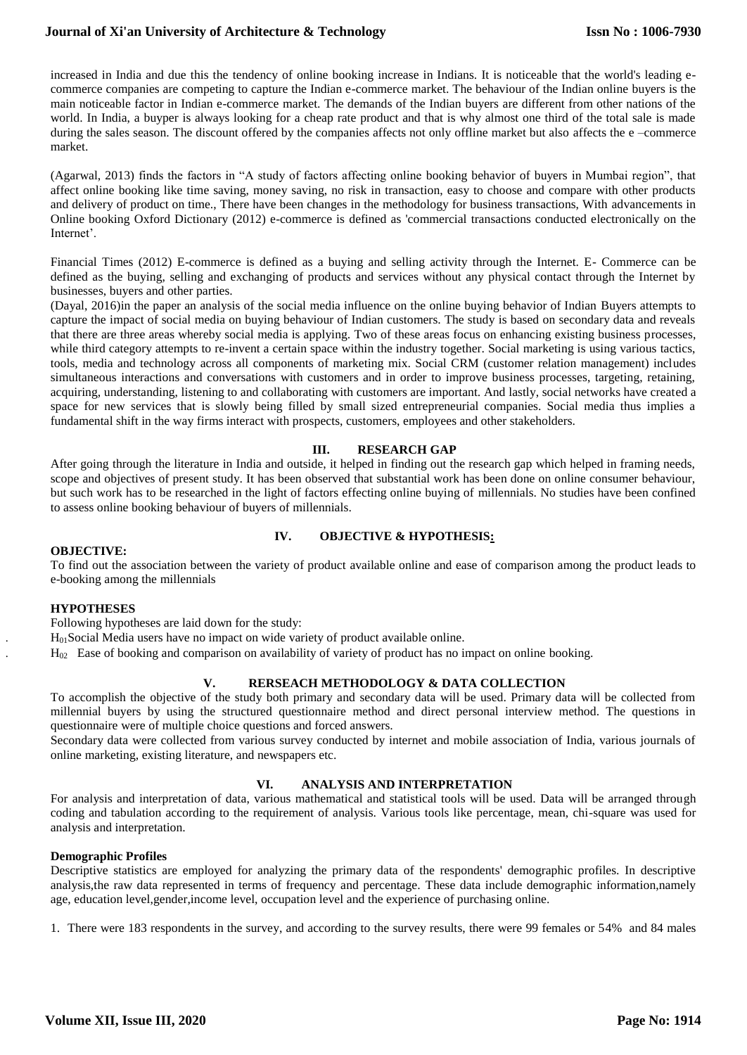increased in India and due this the tendency of online booking increase in Indians. It is noticeable that the world's leading e-commerce companies are competing to capture the Indian e-commerce market. The behaviour of the Indian online buyers is the main noticeable factor in Indian e-commerce market. The demands of the Indian buyers are different from other nations of the world. In India, a buyper is always looking for a cheap rate product and that is why almost one third of the total sale is made during the sales season. The discount offered by the companies affects not only offline market but also affects the e –commerce market.

(Agarwal, 2013) finds the factors in "A study of factors affecting online booking behavior of buyers in Mumbai region", that affect online booking like time saving, money saving, no risk in transaction, easy to choose and compare with other products and delivery of product on time., There have been changes in the methodology for business transactions, With advancements in Online booking Oxford Dictionary (2012) e-commerce is defined as 'commercial transactions conducted electronically on the Internet'.

Financial Times (2012) E-commerce is defined as a buying and selling activity through the Internet. E- Commerce can be defined as the buying, selling and exchanging of products and services without any physical contact through the Internet by businesses, buyers and other parties.

(Dayal, 2016)in the paper an analysis of the social media influence on the online buying behavior of Indian Buyers attempts to capture the impact of social media on buying behaviour of Indian customers. The study is based on secondary data and reveals that there are three areas whereby social media is applying. Two of these areas focus on enhancing existing business processes, while third category attempts to re-invent a certain space within the industry together. Social marketing is using various tactics, tools, media and technology across all components of marketing mix. Social CRM (customer relation management) includes simultaneous interactions and conversations with customers and in order to improve business processes, targeting, retaining, acquiring, understanding, listening to and collaborating with customers are important. And lastly, social networks have created a space for new services that is slowly being filled by small sized entrepreneurial companies. Social media thus implies a fundamental shift in the way firms interact with prospects, customers, employees and other stakeholders.

## III. RESEARCH GAP

After going through the literature in India and outside, it helped in finding out the research gap which helped in framing needs, scope and objectives of present study. It has been observed that substantial work has been done on online consumer behaviour, but such work has to be researched in the light of factors effecting online buying of millennials. No studies have been confined to assess online booking behaviour of buyers of millennials.

## IV. OBJECTIVE & HYPOTHESIS:

**OBJECTIVE:**

To find out the association between the variety of product available online and ease of comparison among the product leads to e-booking among the millennials

**HYPOTHESES**

Following hypotheses are laid down for the study:

- $H_{01}$ Social Media users have no impact on wide variety of product available online.
- $H_{02}$ Ease of booking and comparison on availability of variety of product has no impact on online booking.

## V. RERSEACH METHODOLOGY & DATA COLLECTION

To accomplish the objective of the study both primary and secondary data will be used. Primary data will be collected from millennial buyers by using the structured questionnaire method and direct personal interview method. The questions in questionnaire were of multiple choice questions and forced answers.

Secondary data were collected from various survey conducted by internet and mobile association of India, various journals of online marketing, existing literature, and newspapers etc.

## VI. ANALYSIS AND INTERPRETATION

For analysis and interpretation of data, various mathematical and statistical tools will be used. Data will be arranged through coding and tabulation according to the requirement of analysis. Various tools like percentage, mean, chi-square was used for analysis and interpretation.

**Demographic Profiles**

Descriptive statistics are employed for analyzing the primary data of the respondents' demographic profiles. In descriptive analysis,the raw data represented in terms of frequency and percentage. These data include demographic information,namely age, education level,gender,income level, occupation level and the experience of purchasing online.

1. There were 183 respondents in the survey, and according to the survey results, there were 99 females or 54% and 84 males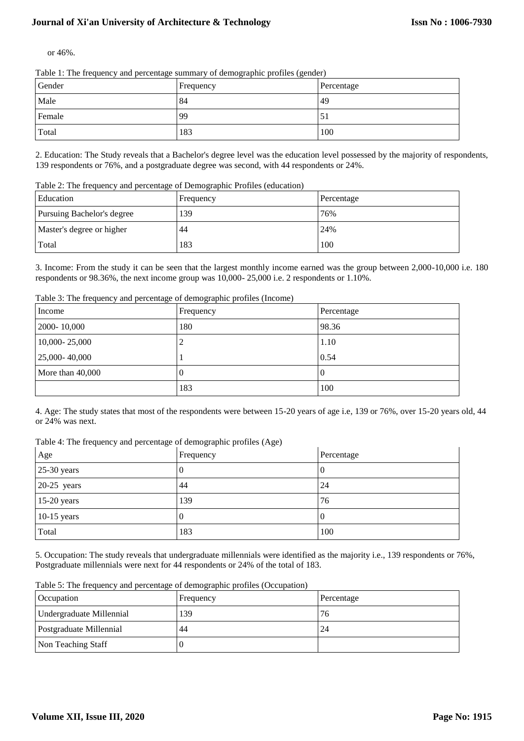or 46%.

Table 1: The frequency and percentage summary of demographic profiles (gender)

| Gender | Frequency | Percentage |
|---|---|---|
| Male | 84 | 49 |
| Female | 99 | 51 |
| Total | 183 | 100 |

2. Education: The Study reveals that a Bachelor's degree level was the education level possessed by the majority of respondents, 139 respondents or 76%, and a postgraduate degree was second, with 44 respondents or 24%.

Table 2: The frequency and percentage of Demographic Profiles (education)

| Education | Frequency | Percentage |
|---|---|---|
| Pursuing Bachelor's degree | 139 | 76% |
| Master's degree or higher | 44 | 24% |
| Total | 183 | 100 |

3. Income: From the study it can be seen that the largest monthly income earned was the group between 2,000-10,000 i.e. 180 respondents or 98.36%, the next income group was 10,000- 25,000 i.e. 2 respondents or 1.10%.

Table 3: The frequency and percentage of demographic profiles (Income)

| Income | Frequency | Percentage |
|---|---|---|
| 2000- 10,000 | 180 | 98.36 |
| 10,000- 25,000 | 2 | 1.10 |
| 25,000- 40,000 | 1 | 0.54 |
| More than 40,000 | 0 | 0 |
| | 183 | 100 |

4. Age: The study states that most of the respondents were between 15-20 years of age i.e, 139 or 76%, over 15-20 years old, 44 or 24% was next.

Table 4: The frequency and percentage of demographic profiles (Age)

| Age | Frequency | Percentage |
|---|---|---|
| 25-30 years | 0 | 0 |
| 20-25 years | 44 | 24 |
| 15-20 years | 139 | 76 |
| 10-15 years | 0 | 0 |
| Total | 183 | 100 |

5. Occupation: The study reveals that undergraduate millennials were identified as the majority i.e., 139 respondents or 76%, Postgraduate millennials were next for 44 respondents or 24% of the total of 183.

Table 5: The frequency and percentage of demographic profiles (Occupation)

| Occupation | Frequency | Percentage |
|---|---|---|
| Undergraduate Millennial | 139 | 76 |
| Postgraduate Millennial | 44 | 24 |
| Non Teaching Staff | 0 | |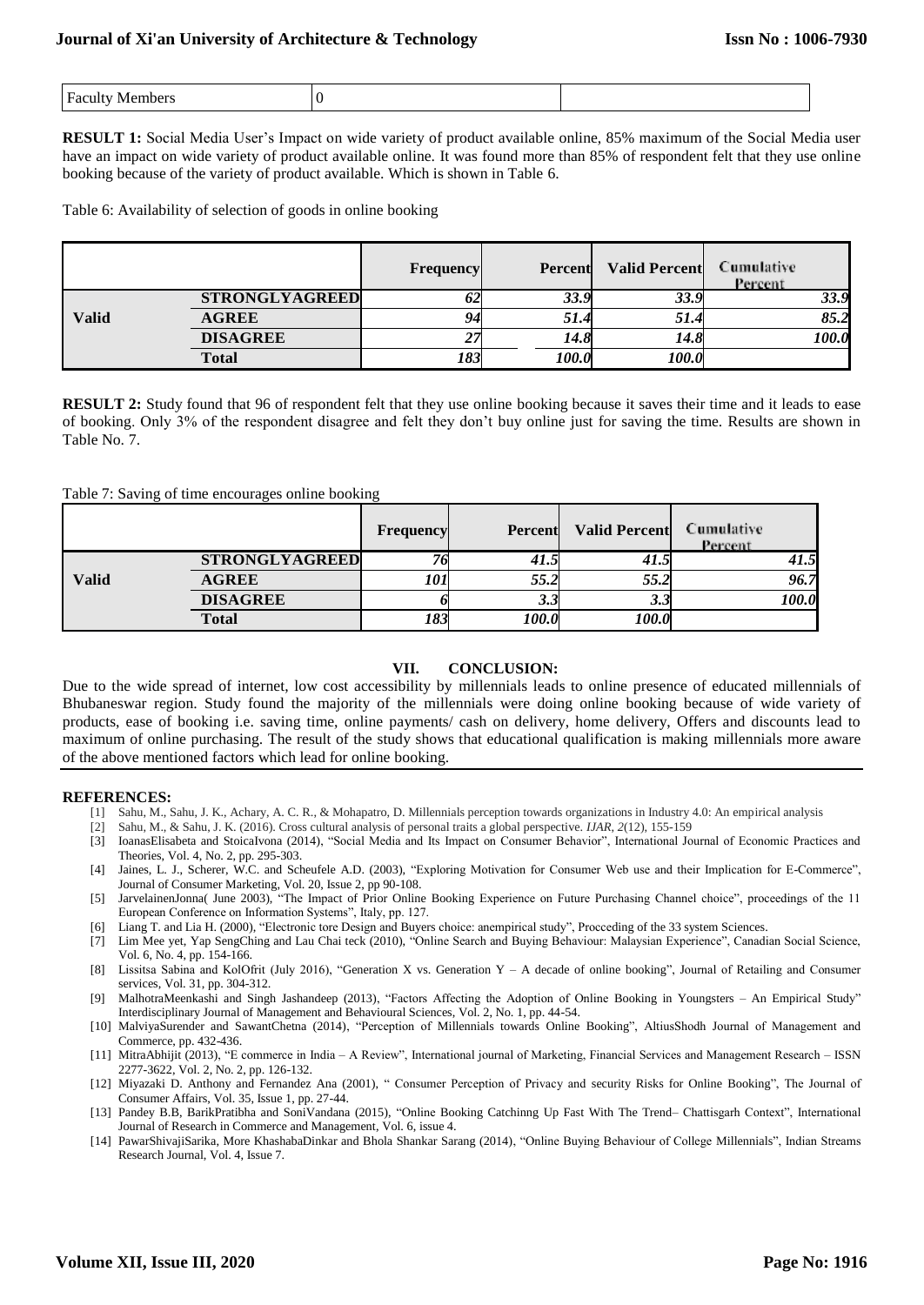| Faculty Members | 0 | |
|---|---|---|

**RESULT 1:** Social Media User's Impact on wide variety of product available online, 85% maximum of the Social Media user have an impact on wide variety of product available online. It was found more than 85% of respondent felt that they use online booking because of the variety of product available. Which is shown in Table 6.

Table 6: Availability of selection of goods in online booking

| | | Frequency | Percent | Valid Percent | Cumulative Percent |
|---|---|---|---|---|---|
| Valid | STRONGLYAGREED | 62 | 33.9 | 33.9 | 33.9 |
| | AGREE | 94 | 51.4 | 51.4 | 85.2 |
| | DISAGREE | 27 | 14.8 | 14.8 | 100.0 |
| | Total | 183 | 100.0 | 100.0 | |

**RESULT 2:** Study found that 96 of respondent felt that they use online booking because it saves their time and it leads to ease of booking. Only 3% of the respondent disagree and felt they don't buy online just for saving the time. Results are shown in Table No. 7.

Table 7: Saving of time encourages online booking

| | | Frequency | Percent | Valid Percent | Cumulative Percent |
|---|---|---|---|---|---|
| Valid | STRONGLYAGREED | 76 | 41.5 | 41.5 | 41.5 |
| | AGREE | 101 | 55.2 | 55.2 | 96.7 |
| | DISAGREE | 6 | 3.3 | 3.3 | 100.0 |
| | Total | 183 | 100.0 | 100.0 | |

## VII. CONCLUSION:

Due to the wide spread of internet, low cost accessibility by millennials leads to online presence of educated millennials of Bhubaneswar region. Study found the majority of the millennials were doing online booking because of wide variety of products, ease of booking i.e. saving time, online payments/ cash on delivery, home delivery, Offers and discounts lead to maximum of online purchasing. The result of the study shows that educational qualification is making millennials more aware of the above mentioned factors which lead for online booking.

## REFERENCES:

[1] Sahu, M., Sahu, J. K., Achary, A. C. R., & Mohapatro, D. Millennials perception towards organizations in Industry 4.0: An empirical analysis

[2] Sahu, M., & Sahu, J. K. (2016). Cross cultural analysis of personal traits a global perspective. *IJAR*, *2*(12), 155-159

[3] IoanasElisabeta and StoicaIvona (2014), "Social Media and Its Impact on Consumer Behavior", International Journal of Economic Practices and Theories, Vol. 4, No. 2, pp. 295-303.

[4] Jaines, L. J., Scherer, W.C. and Scheufele A.D. (2003), "Exploring Motivation for Consumer Web use and their Implication for E-Commerce", Journal of Consumer Marketing, Vol. 20, Issue 2, pp 90-108.

[5] JarvelainenJonna( June 2003), "The Impact of Prior Online Booking Experience on Future Purchasing Channel choice", proceedings of the 11 European Conference on Information Systems", Italy, pp. 127.

[6] Liang T. and Lia H. (2000), "Electronic tore Design and Buyers choice: anempirical study", Procceding of the 33 system Sciences.

[7] Lim Mee yet, Yap SengChing and Lau Chai teck (2010), "Online Search and Buying Behaviour: Malaysian Experience", Canadian Social Science, Vol. 6, No. 4, pp. 154-166.

[8] Lissitsa Sabina and KolOfrit (July 2016), "Generation X vs. Generation Y – A decade of online booking", Journal of Retailing and Consumer services, Vol. 31, pp. 304-312.

[9] MalhotraMeenkashi and Singh Jashandeep (2013), "Factors Affecting the Adoption of Online Booking in Youngsters – An Empirical Study" Interdisciplinary Journal of Management and Behavioural Sciences, Vol. 2, No. 1, pp. 44-54.

[10] MalviyaSurender and SawantChetna (2014), "Perception of Millennials towards Online Booking", AltiusShodh Journal of Management and Commerce, pp. 432-436.

[11] MitraAbhijit (2013), "E commerce in India – A Review", International journal of Marketing, Financial Services and Management Research – ISSN 2277-3622, Vol. 2, No. 2, pp. 126-132.

[12] Miyazaki D. Anthony and Fernandez Ana (2001), " Consumer Perception of Privacy and security Risks for Online Booking", The Journal of Consumer Affairs, Vol. 35, Issue 1, pp. 27-44.

[13] Pandey B.B, BarikPratibha and SoniVandana (2015), "Online Booking Catchinng Up Fast With The Trend– Chattisgarh Context", International Journal of Research in Commerce and Management, Vol. 6, issue 4.

[14] PawarShivajiSarika, More KhashabaDinkar and Bhola Shankar Sarang (2014), "Online Buying Behaviour of College Millennials", Indian Streams Research Journal, Vol. 4, Issue 7.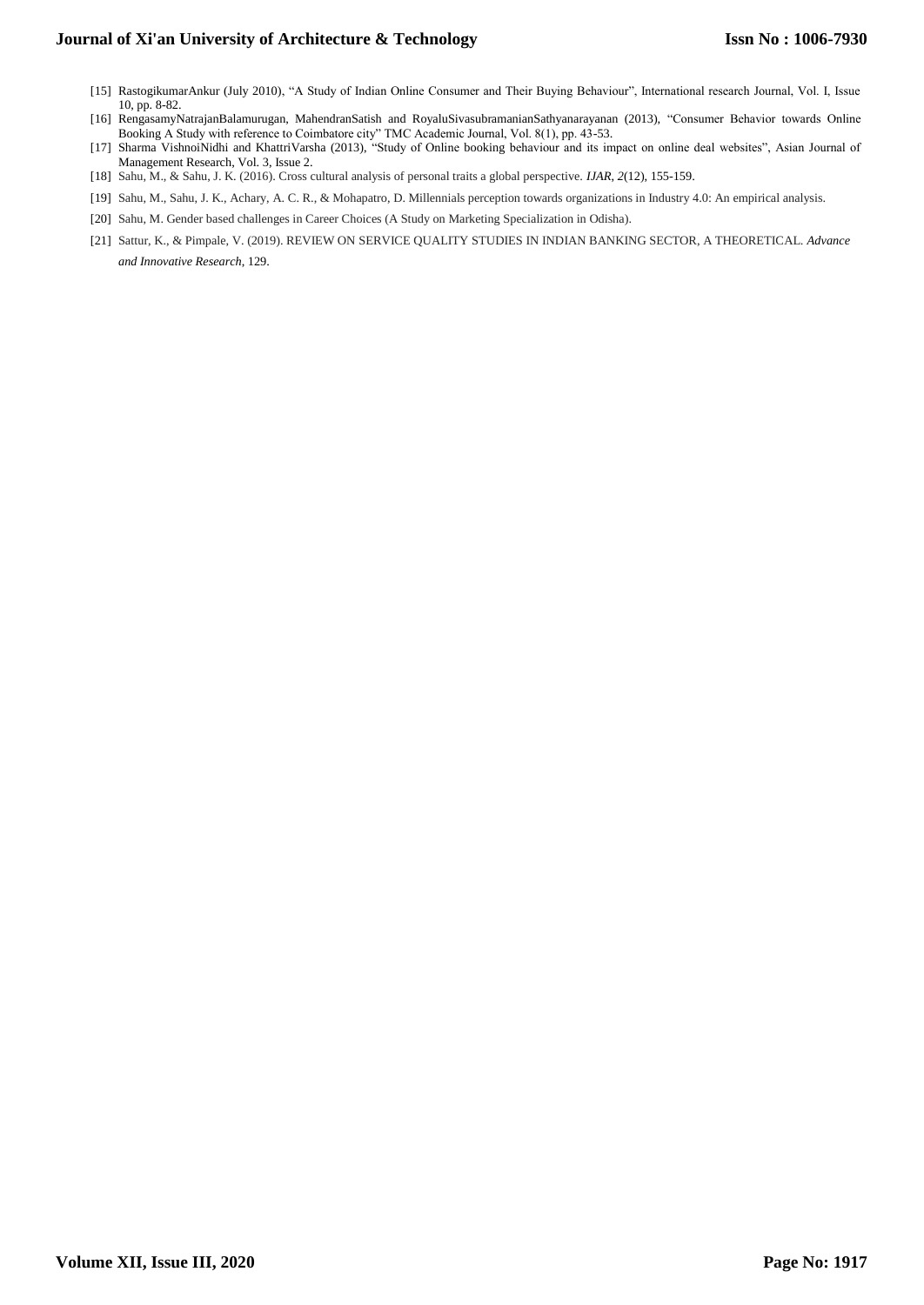[15] RastogikumarAnkur (July 2010), "A Study of Indian Online Consumer and Their Buying Behaviour", International research Journal, Vol. I, Issue 10, pp. 8-82.

[16] RengasamyNatrajanBalamurugan, MahendranSatish and RoyaluSivasubramanianSathyanarayanan (2013), "Consumer Behavior towards Online Booking A Study with reference to Coimbatore city" TMC Academic Journal, Vol. 8(1), pp. 43-53.

[17] Sharma VishnoiNidhi and KhattriVarsha (2013), "Study of Online booking behaviour and its impact on online deal websites", Asian Journal of Management Research, Vol. 3, Issue 2.

[18] Sahu, M., & Sahu, J. K. (2016). Cross cultural analysis of personal traits a global perspective. *IJAR*, *2*(12), 155-159.

[19] Sahu, M., Sahu, J. K., Achary, A. C. R., & Mohapatro, D. Millennials perception towards organizations in Industry 4.0: An empirical analysis.

[20] Sahu, M. Gender based challenges in Career Choices (A Study on Marketing Specialization in Odisha).

[21] Sattur, K., & Pimpale, V. (2019). REVIEW ON SERVICE QUALITY STUDIES IN INDIAN BANKING SECTOR, A THEORETICAL. *Advance and Innovative Research*, 129.